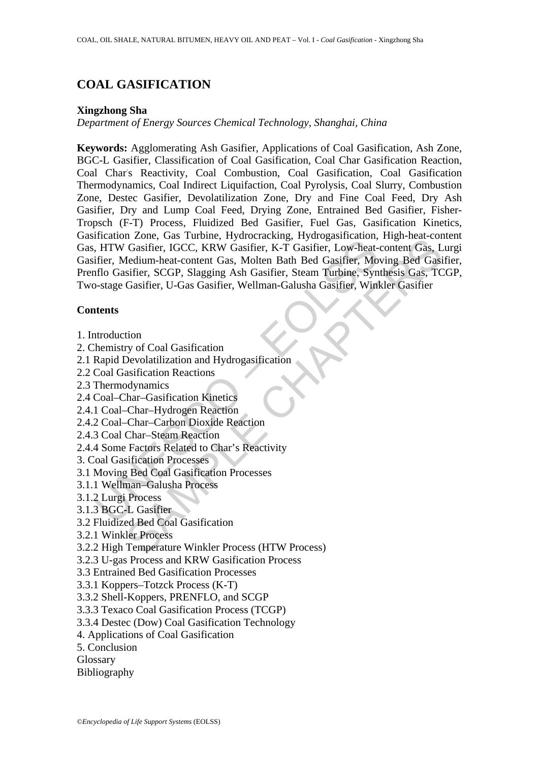# COAL GASIFICATION

**Xingzhong Sha**

*Department of Energy Sources Chemical Technology, Shanghai, China*

**Keywords:** Agglomerating Ash Gasifier, Applications of Coal Gasification, Ash Zone, BGC-L Gasifier, Classification of Coal Gasification, Coal Char Gasification Reaction, Coal Char's Reactivity, Coal Combustion, Coal Gasification, Coal Gasification Thermodynamics, Coal Indirect Liquifaction, Coal Pyrolysis, Coal Slurry, Combustion Zone, Destec Gasifier, Devolatilization Zone, Dry and Fine Coal Feed, Dry Ash Gasifier, Dry and Lump Coal Feed, Drying Zone, Entrained Bed Gasifier, Fisher-Tropsch (F-T) Process, Fluidized Bed Gasifier, Fuel Gas, Gasification Kinetics, Gasification Zone, Gas Turbine, Hydrocracking, Hydrogasification, High-heat-content Gas, HTW Gasifier, IGCC, KRW Gasifier, K-T Gasifier, Low-heat-content Gas, Lurgi Gasifier, Medium-heat-content Gas, Molten Bath Bed Gasifier, Moving Bed Gasifier, Prenflo Gasifier, SCGP, Slagging Ash Gasifier, Steam Turbine, Synthesis Gas, TCGP, Two-stage Gasifier, U-Gas Gasifier, Wellman-Galusha Gasifier, Winkler Gasifier

## Contents

1. Introduction
2. Chemistry of Coal Gasification
2.1 Rapid Devolatilization and Hydrogasification
2.2 Coal Gasification Reactions
2.3 Thermodynamics
2.4 Coal–Char–Gasification Kinetics
2.4.1 Coal–Char–Hydrogen Reaction
2.4.2 Coal–Char–Carbon Dioxide Reaction
2.4.3 Coal Char–Steam Reaction
2.4.4 Some Factors Related to Char's Reactivity
3. Coal Gasification Processes
3.1 Moving Bed Coal Gasification Processes
3.1.1 Wellman–Galusha Process
3.1.2 Lurgi Process
3.1.3 BGC-L Gasifier
3.2 Fluidized Bed Coal Gasification
3.2.1 Winkler Process
3.2.2 High Temperature Winkler Process (HTW Process)
3.2.3 U-gas Process and KRW Gasification Process
3.3 Entrained Bed Gasification Processes
3.3.1 Koppers–Totzck Process (K-T)
3.3.2 Shell-Koppers, PRENFLO, and SCGP
3.3.3 Texaco Coal Gasification Process (TCGP)
3.3.4 Destec (Dow) Coal Gasification Technology
4. Applications of Coal Gasification
5. Conclusion
Glossary
Bibliography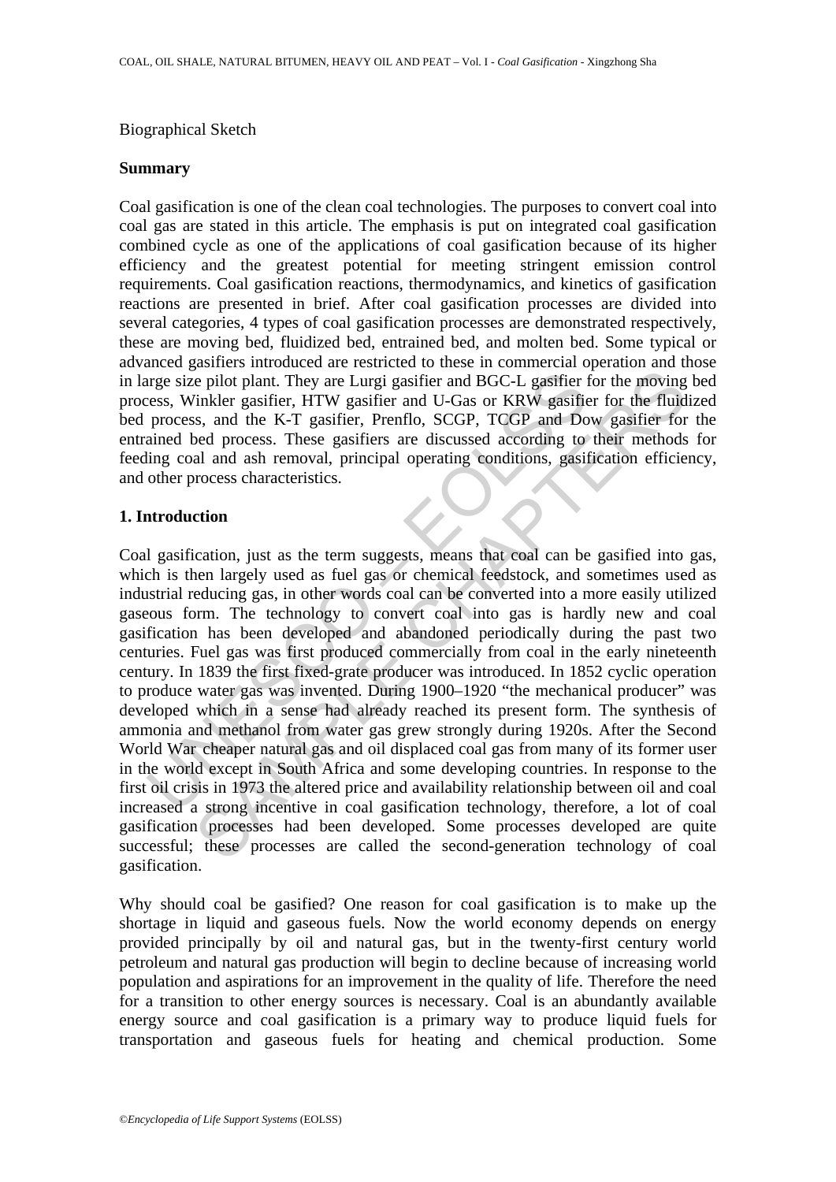Biographical Sketch

## Summary

Coal gasification is one of the clean coal technologies. The purposes to convert coal into coal gas are stated in this article. The emphasis is put on integrated coal gasification combined cycle as one of the applications of coal gasification because of its higher efficiency and the greatest potential for meeting stringent emission control requirements. Coal gasification reactions, thermodynamics, and kinetics of gasification reactions are presented in brief. After coal gasification processes are divided into several categories, 4 types of coal gasification processes are demonstrated respectively, these are moving bed, fluidized bed, entrained bed, and molten bed. Some typical or advanced gasifiers introduced are restricted to these in commercial operation and those in large size pilot plant. They are Lurgi gasifier and BGC-L gasifier for the moving bed process, Winkler gasifier, HTW gasifier and U-Gas or KRW gasifier for the fluidized bed process, and the K-T gasifier, Prenflo, SCGP, TCGP and Dow gasifier for the entrained bed process. These gasifiers are discussed according to their methods for feeding coal and ash removal, principal operating conditions, gasification efficiency, and other process characteristics.

## 1. Introduction

Coal gasification, just as the term suggests, means that coal can be gasified into gas, which is then largely used as fuel gas or chemical feedstock, and sometimes used as industrial reducing gas, in other words coal can be converted into a more easily utilized gaseous form. The technology to convert coal into gas is hardly new and coal gasification has been developed and abandoned periodically during the past two centuries. Fuel gas was first produced commercially from coal in the early nineteenth century. In 1839 the first fixed-grate producer was introduced. In 1852 cyclic operation to produce water gas was invented. During 1900–1920 "the mechanical producer" was developed which in a sense had already reached its present form. The synthesis of ammonia and methanol from water gas grew strongly during 1920s. After the Second World War cheaper natural gas and oil displaced coal gas from many of its former user in the world except in South Africa and some developing countries. In response to the first oil crisis in 1973 the altered price and availability relationship between oil and coal increased a strong incentive in coal gasification technology, therefore, a lot of coal gasification processes had been developed. Some processes developed are quite successful; these processes are called the second-generation technology of coal gasification.

Why should coal be gasified? One reason for coal gasification is to make up the shortage in liquid and gaseous fuels. Now the world economy depends on energy provided principally by oil and natural gas, but in the twenty-first century world petroleum and natural gas production will begin to decline because of increasing world population and aspirations for an improvement in the quality of life. Therefore the need for a transition to other energy sources is necessary. Coal is an abundantly available energy source and coal gasification is a primary way to produce liquid fuels for transportation and gaseous fuels for heating and chemical production. Some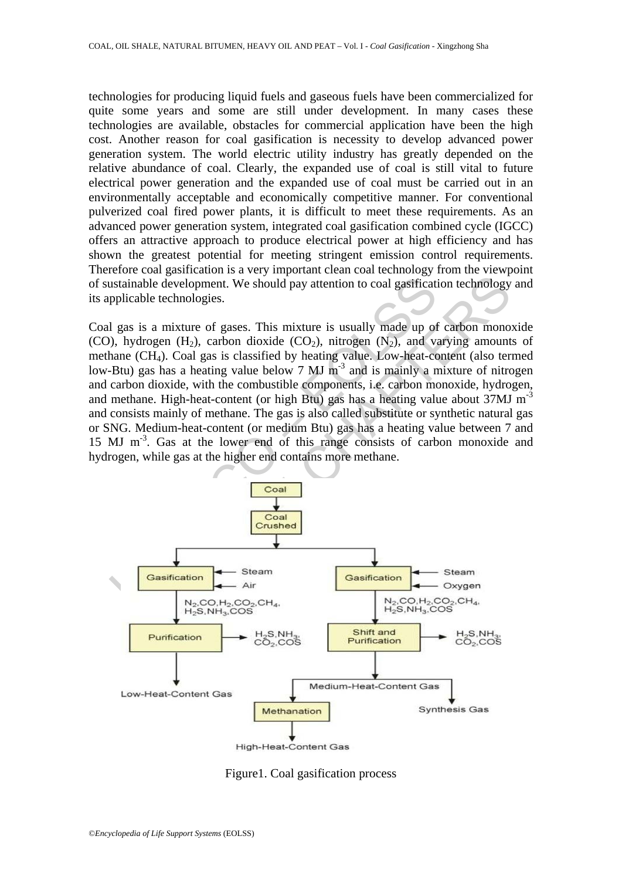technologies for producing liquid fuels and gaseous fuels have been commercialized for quite some years and some are still under development. In many cases these technologies are available, obstacles for commercial application have been the high cost. Another reason for coal gasification is necessity to develop advanced power generation system. The world electric utility industry has greatly depended on the relative abundance of coal. Clearly, the expanded use of coal is still vital to future electrical power generation and the expanded use of coal must be carried out in an environmentally acceptable and economically competitive manner. For conventional pulverized coal fired power plants, it is difficult to meet these requirements. As an advanced power generation system, integrated coal gasification combined cycle (IGCC) offers an attractive approach to produce electrical power at high efficiency and has shown the greatest potential for meeting stringent emission control requirements. Therefore coal gasification is a very important clean coal technology from the viewpoint of sustainable development. We should pay attention to coal gasification technology and its applicable technologies.

Coal gas is a mixture of gases. This mixture is usually made up of carbon monoxide (CO), hydrogen ($H_2$), carbon dioxide ($CO_2$), nitrogen ($N_2$), and varying amounts of methane ($CH_4$). Coal gas is classified by heating value. Low-heat-content (also termed low-Btu) gas has a heating value below 7 MJ $m^{-3}$ and is mainly a mixture of nitrogen and carbon dioxide, with the combustible components, i.e. carbon monoxide, hydrogen, and methane. High-heat-content (or high Btu) gas has a heating value about 37MJ $m^{-3}$ and consists mainly of methane. The gas is also called substitute or synthetic natural gas or SNG. Medium-heat-content (or medium Btu) gas has a heating value between 7 and 15 MJ $m^{-3}$. Gas at the lower end of this range consists of carbon monoxide and hydrogen, while gas at the higher end contains more methane.

Figure1. Coal gasification process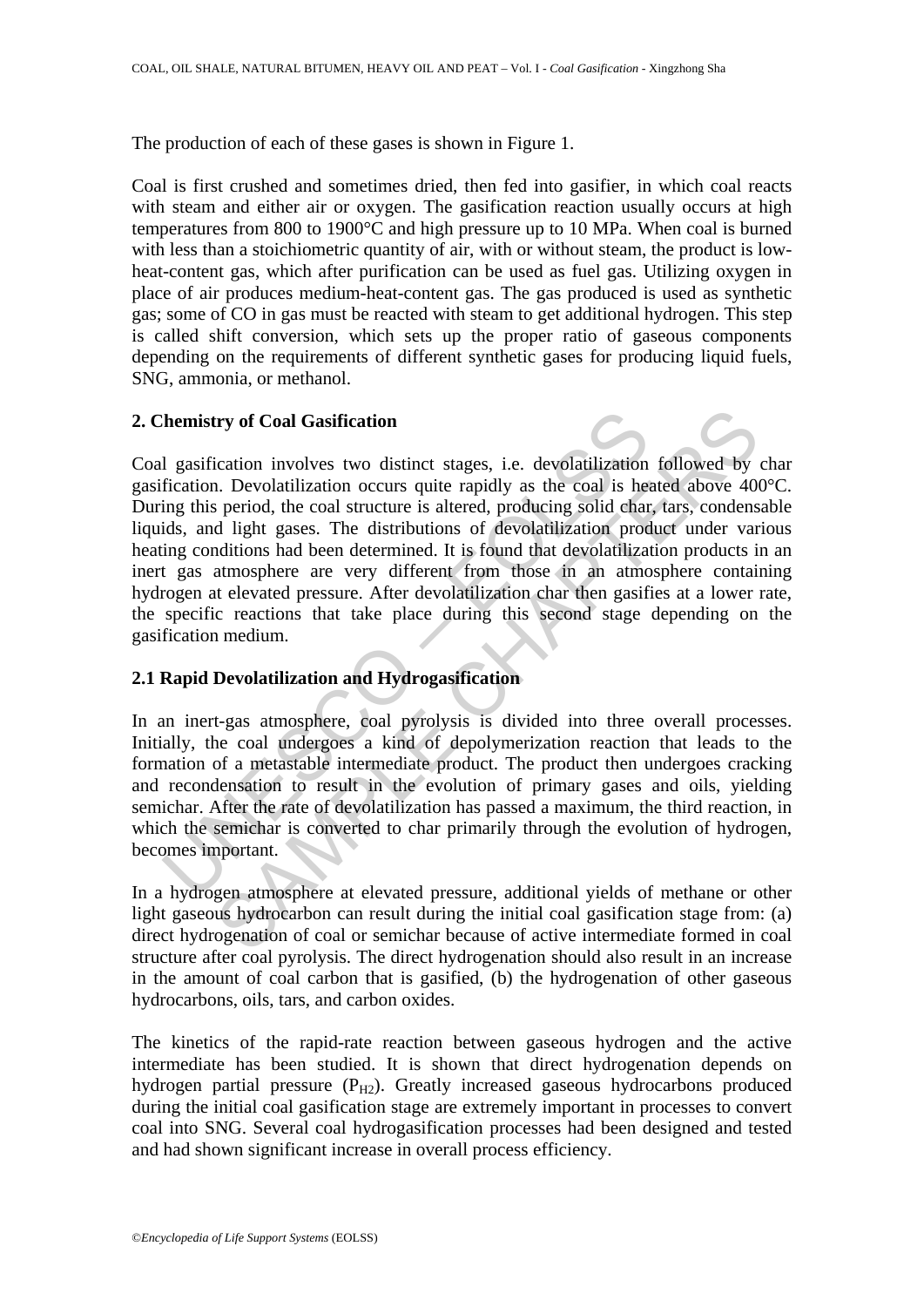The production of each of these gases is shown in Figure 1.

Coal is first crushed and sometimes dried, then fed into gasifier, in which coal reacts with steam and either air or oxygen. The gasification reaction usually occurs at high temperatures from 800 to 1900°C and high pressure up to 10 MPa. When coal is burned with less than a stoichiometric quantity of air, with or without steam, the product is low-heat-content gas, which after purification can be used as fuel gas. Utilizing oxygen in place of air produces medium-heat-content gas. The gas produced is used as synthetic gas; some of CO in gas must be reacted with steam to get additional hydrogen. This step is called shift conversion, which sets up the proper ratio of gaseous components depending on the requirements of different synthetic gases for producing liquid fuels, SNG, ammonia, or methanol.

## 2. Chemistry of Coal Gasification

Coal gasification involves two distinct stages, i.e. devolatilization followed by char gasification. Devolatilization occurs quite rapidly as the coal is heated above 400°C. During this period, the coal structure is altered, producing solid char, tars, condensable liquids, and light gases. The distributions of devolatilization product under various heating conditions had been determined. It is found that devolatilization products in an inert gas atmosphere are very different from those in an atmosphere containing hydrogen at elevated pressure. After devolatilization char then gasifies at a lower rate, the specific reactions that take place during this second stage depending on the gasification medium.

### 2.1 Rapid Devolatilization and Hydrogasification

In an inert-gas atmosphere, coal pyrolysis is divided into three overall processes. Initially, the coal undergoes a kind of depolymerization reaction that leads to the formation of a metastable intermediate product. The product then undergoes cracking and recondensation to result in the evolution of primary gases and oils, yielding semichar. After the rate of devolatilization has passed a maximum, the third reaction, in which the semichar is converted to char primarily through the evolution of hydrogen, becomes important.

In a hydrogen atmosphere at elevated pressure, additional yields of methane or other light gaseous hydrocarbon can result during the initial coal gasification stage from: (a) direct hydrogenation of coal or semichar because of active intermediate formed in coal structure after coal pyrolysis. The direct hydrogenation should also result in an increase in the amount of coal carbon that is gasified, (b) the hydrogenation of other gaseous hydrocarbons, oils, tars, and carbon oxides.

The kinetics of the rapid-rate reaction between gaseous hydrogen and the active intermediate has been studied. It is shown that direct hydrogenation depends on hydrogen partial pressure ($P_{H2}$). Greatly increased gaseous hydrocarbons produced during the initial coal gasification stage are extremely important in processes to convert coal into SNG. Several coal hydrogasification processes had been designed and tested and had shown significant increase in overall process efficiency.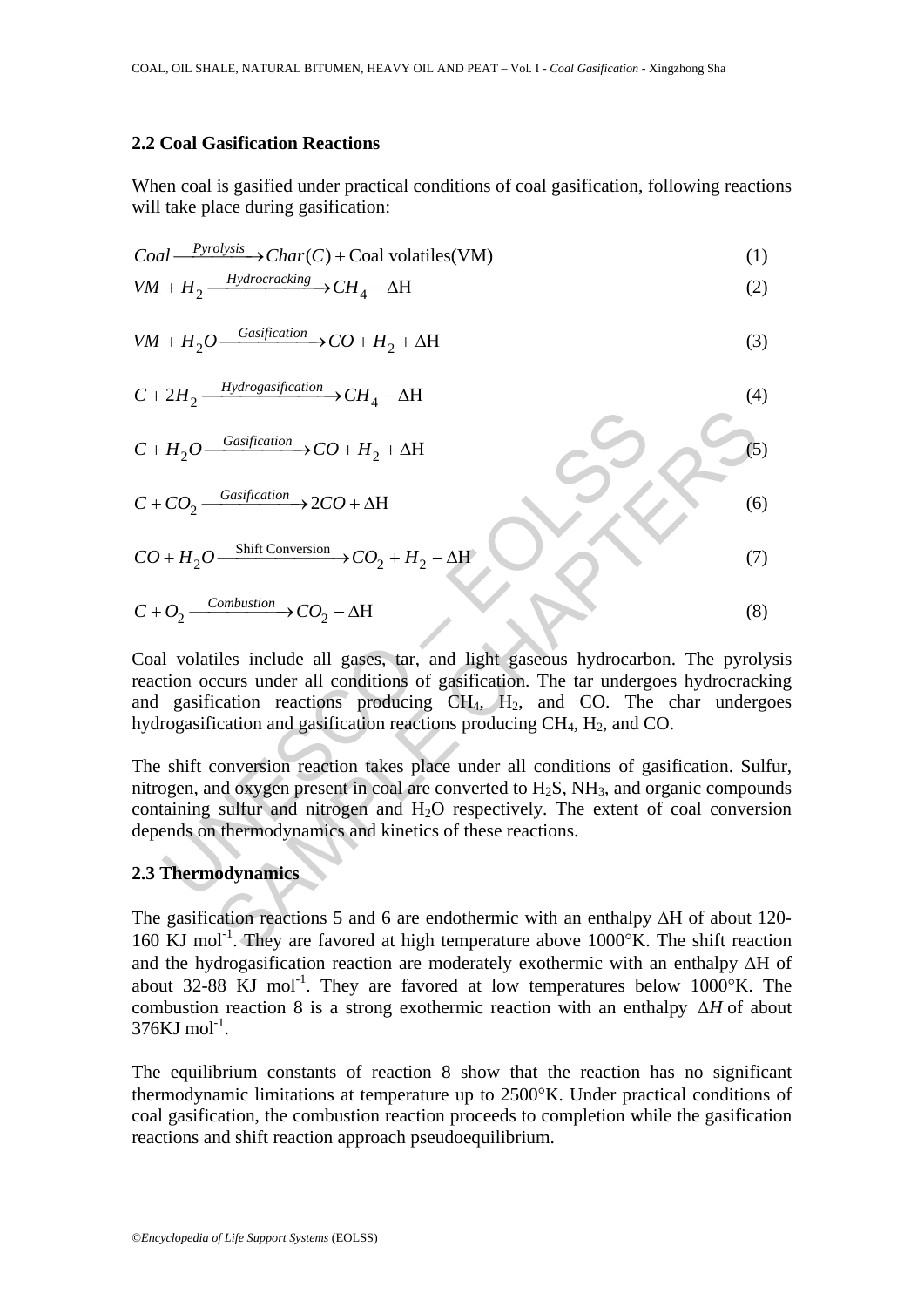## 2.2 Coal Gasification Reactions

When coal is gasified under practical conditions of coal gasification, following reactions will take place during gasification:

$$Coal \xrightarrow{Pyrolysis} Char(C) + \text{Coal volatiles(VM)} \tag{1}$$

$$VM + H_2 \xrightarrow{Hydrocracking} CH_4 - \Delta\text{H} \tag{2}$$

$$VM + H_2O \xrightarrow{Gasification} CO + H_2 + \Delta\text{H} \tag{3}$$

$$C + 2H_2 \xrightarrow{Hydrogasification} CH_4 - \Delta\text{H} \tag{4}$$

$$C + H_2O \xrightarrow{Gasification} CO + H_2 + \Delta\text{H} \tag{5}$$

$$C + CO_2 \xrightarrow{Gasification} 2CO + \Delta\text{H} \tag{6}$$

$$CO + H_2O \xrightarrow{\text{Shift Conversion}} CO_2 + H_2 - \Delta\text{H} \tag{7}$$

$$C + O_2 \xrightarrow{Combustion} CO_2 - \Delta\text{H} \tag{8}$$

Coal volatiles include all gases, tar, and light gaseous hydrocarbon. The pyrolysis reaction occurs under all conditions of gasification. The tar undergoes hydrocracking and gasification reactions producing $CH_4$, $H_2$, and CO. The char undergoes hydrogasification and gasification reactions producing $CH_4$, $H_2$, and CO.

The shift conversion reaction takes place under all conditions of gasification. Sulfur, nitrogen, and oxygen present in coal are converted to $H_2S$, $NH_3$, and organic compounds containing sulfur and nitrogen and $H_2O$ respectively. The extent of coal conversion depends on thermodynamics and kinetics of these reactions.

## 2.3 Thermodynamics

The gasification reactions 5 and 6 are endothermic with an enthalpy ΔH of about 120-160 KJ mol$^{-1}$. They are favored at high temperature above 1000°K. The shift reaction and the hydrogasification reaction are moderately exothermic with an enthalpy ΔH of about 32-88 KJ mol$^{-1}$. They are favored at low temperatures below 1000°K. The combustion reaction 8 is a strong exothermic reaction with an enthalpy $\Delta H$ of about 376KJ mol$^{-1}$.

The equilibrium constants of reaction 8 show that the reaction has no significant thermodynamic limitations at temperature up to 2500°K. Under practical conditions of coal gasification, the combustion reaction proceeds to completion while the gasification reactions and shift reaction approach pseudoequilibrium.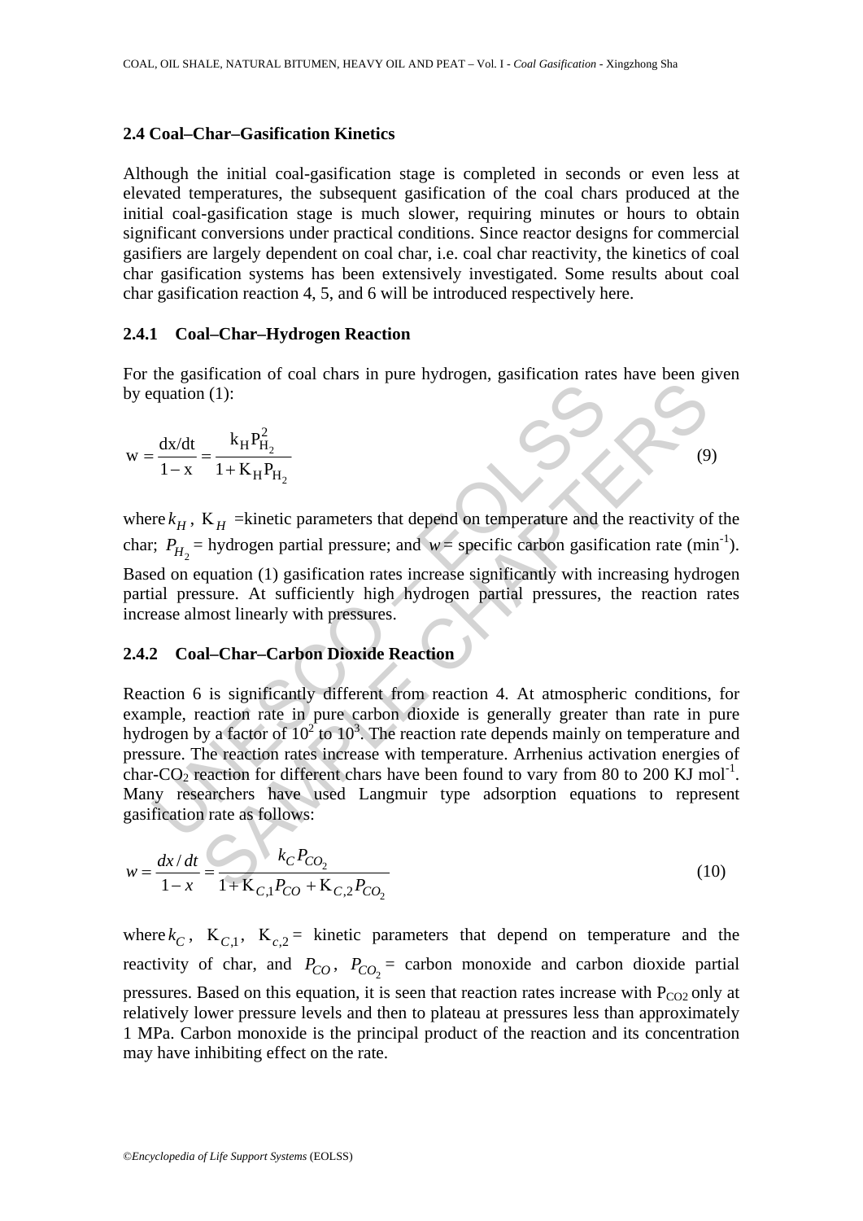### 2.4 Coal–Char–Gasification Kinetics

Although the initial coal-gasification stage is completed in seconds or even less at elevated temperatures, the subsequent gasification of the coal chars produced at the initial coal-gasification stage is much slower, requiring minutes or hours to obtain significant conversions under practical conditions. Since reactor designs for commercial gasifiers are largely dependent on coal char, i.e. coal char reactivity, the kinetics of coal char gasification systems has been extensively investigated. Some results about coal char gasification reaction 4, 5, and 6 will be introduced respectively here.

#### 2.4.1 Coal–Char–Hydrogen Reaction

For the gasification of coal chars in pure hydrogen, gasification rates have been given by equation (1):

$$w = \frac{dx/dt}{1-x} = \frac{k_H P_{H_2}^2}{1 + K_H P_{H_2}} \tag{9}$$

where $k_H$, $K_H$ =kinetic parameters that depend on temperature and the reactivity of the char; $P_{H_2}$ = hydrogen partial pressure; and $w$ = specific carbon gasification rate ($min^{-1}$). Based on equation (1) gasification rates increase significantly with increasing hydrogen partial pressure. At sufficiently high hydrogen partial pressures, the reaction rates increase almost linearly with pressures.

#### 2.4.2 Coal–Char–Carbon Dioxide Reaction

Reaction 6 is significantly different from reaction 4. At atmospheric conditions, for example, reaction rate in pure carbon dioxide is generally greater than rate in pure hydrogen by a factor of $10^2$ to $10^3$. The reaction rate depends mainly on temperature and pressure. The reaction rates increase with temperature. Arrhenius activation energies of char-$CO_2$ reaction for different chars have been found to vary from 80 to 200 KJ $mol^{-1}$. Many researchers have used Langmuir type adsorption equations to represent gasification rate as follows:

$$w = \frac{dx/dt}{1-x} = \frac{k_C P_{CO_2}}{1 + K_{C,1} P_{CO} + K_{C,2} P_{CO_2}} \tag{10}$$

where $k_C$, $K_{C,1}$, $K_{c,2}$ = kinetic parameters that depend on temperature and the reactivity of char, and $P_{CO}$, $P_{CO_2}$ = carbon monoxide and carbon dioxide partial pressures. Based on this equation, it is seen that reaction rates increase with $P_{CO2}$ only at relatively lower pressure levels and then to plateau at pressures less than approximately 1 MPa. Carbon monoxide is the principal product of the reaction and its concentration may have inhibiting effect on the rate.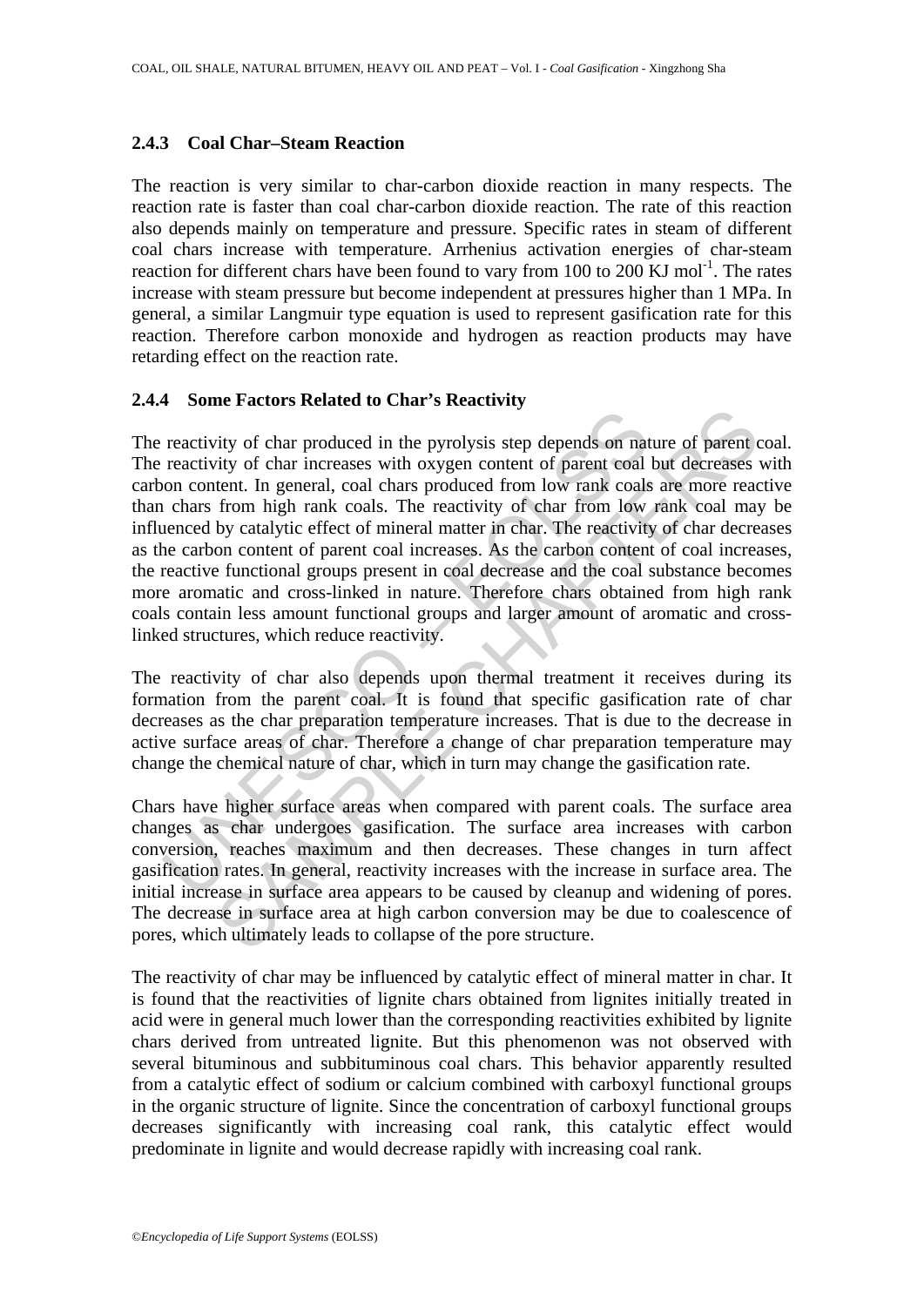### 2.4.3 Coal Char–Steam Reaction

The reaction is very similar to char-carbon dioxide reaction in many respects. The reaction rate is faster than coal char-carbon dioxide reaction. The rate of this reaction also depends mainly on temperature and pressure. Specific rates in steam of different coal chars increase with temperature. Arrhenius activation energies of char-steam reaction for different chars have been found to vary from 100 to 200 KJ mol$^{-1}$. The rates increase with steam pressure but become independent at pressures higher than 1 MPa. In general, a similar Langmuir type equation is used to represent gasification rate for this reaction. Therefore carbon monoxide and hydrogen as reaction products may have retarding effect on the reaction rate.

### 2.4.4 Some Factors Related to Char's Reactivity

The reactivity of char produced in the pyrolysis step depends on nature of parent coal. The reactivity of char increases with oxygen content of parent coal but decreases with carbon content. In general, coal chars produced from low rank coals are more reactive than chars from high rank coals. The reactivity of char from low rank coal may be influenced by catalytic effect of mineral matter in char. The reactivity of char decreases as the carbon content of parent coal increases. As the carbon content of coal increases, the reactive functional groups present in coal decrease and the coal substance becomes more aromatic and cross-linked in nature. Therefore chars obtained from high rank coals contain less amount functional groups and larger amount of aromatic and cross-linked structures, which reduce reactivity.

The reactivity of char also depends upon thermal treatment it receives during its formation from the parent coal. It is found that specific gasification rate of char decreases as the char preparation temperature increases. That is due to the decrease in active surface areas of char. Therefore a change of char preparation temperature may change the chemical nature of char, which in turn may change the gasification rate.

Chars have higher surface areas when compared with parent coals. The surface area changes as char undergoes gasification. The surface area increases with carbon conversion, reaches maximum and then decreases. These changes in turn affect gasification rates. In general, reactivity increases with the increase in surface area. The initial increase in surface area appears to be caused by cleanup and widening of pores. The decrease in surface area at high carbon conversion may be due to coalescence of pores, which ultimately leads to collapse of the pore structure.

The reactivity of char may be influenced by catalytic effect of mineral matter in char. It is found that the reactivities of lignite chars obtained from lignites initially treated in acid were in general much lower than the corresponding reactivities exhibited by lignite chars derived from untreated lignite. But this phenomenon was not observed with several bituminous and subbituminous coal chars. This behavior apparently resulted from a catalytic effect of sodium or calcium combined with carboxyl functional groups in the organic structure of lignite. Since the concentration of carboxyl functional groups decreases significantly with increasing coal rank, this catalytic effect would predominate in lignite and would decrease rapidly with increasing coal rank.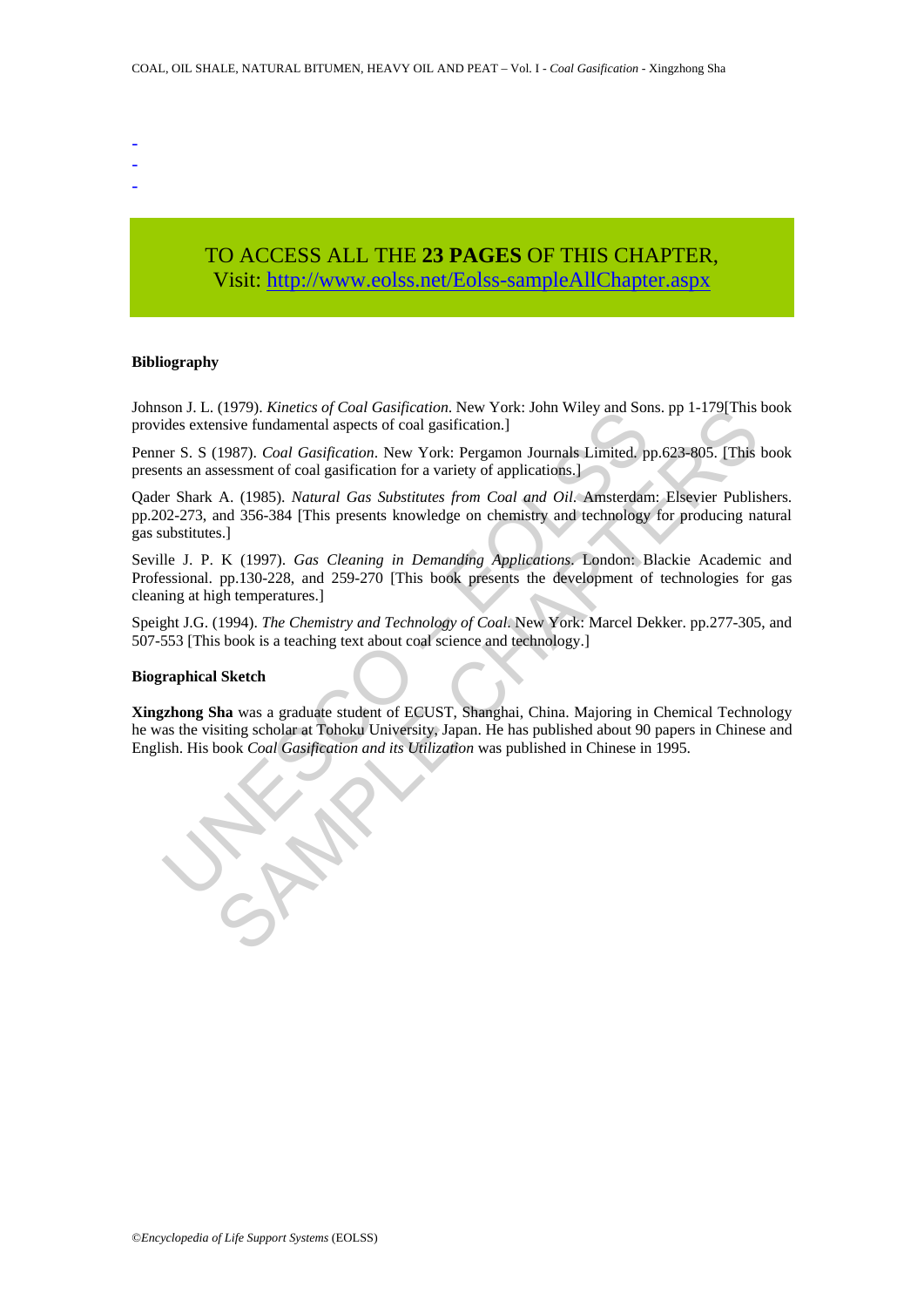-
-
-

TO ACCESS ALL THE **23 PAGES** OF THIS CHAPTER,
Visit: http://www.eolss.net/Eolss-sampleAllChapter.aspx

**Bibliography**

Johnson J. L. (1979). *Kinetics of Coal Gasification*. New York: John Wiley and Sons. pp 1-179[This book provides extensive fundamental aspects of coal gasification.]

Penner S. S (1987). *Coal Gasification*. New York: Pergamon Journals Limited. pp.623-805. [This book presents an assessment of coal gasification for a variety of applications.]

Qader Shark A. (1985). *Natural Gas Substitutes from Coal and Oil*. Amsterdam: Elsevier Publishers. pp.202-273, and 356-384 [This presents knowledge on chemistry and technology for producing natural gas substitutes.]

Seville J. P. K (1997). *Gas Cleaning in Demanding Applications*. London: Blackie Academic and Professional. pp.130-228, and 259-270 [This book presents the development of technologies for gas cleaning at high temperatures.]

Speight J.G. (1994). *The Chemistry and Technology of Coal*. New York: Marcel Dekker. pp.277-305, and 507-553 [This book is a teaching text about coal science and technology.]

**Biographical Sketch**

**Xingzhong Sha** was a graduate student of ECUST, Shanghai, China. Majoring in Chemical Technology he was the visiting scholar at Tohoku University, Japan. He has published about 90 papers in Chinese and English. His book *Coal Gasification and its Utilization* was published in Chinese in 1995.